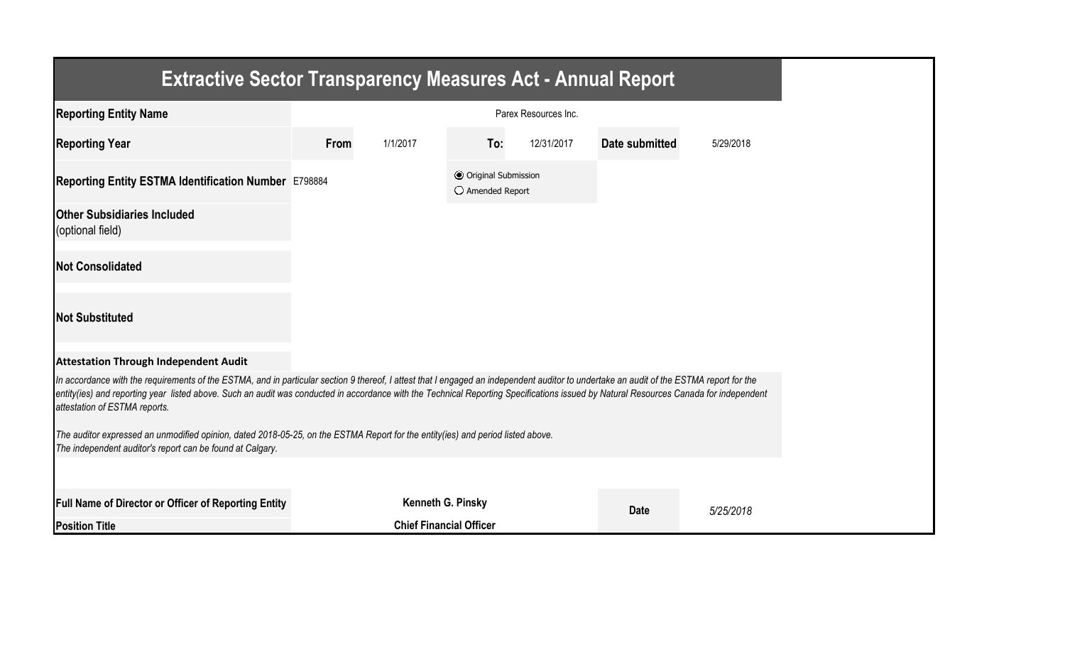# Extractive Sector Transparency Measures Act - Annual Report

| | | | | | | |
|---|---|---|---|---|---|---|
| **Reporting Entity Name** | Parex Resources Inc. | | | | | |
| **Reporting Year** | **From** | 1/1/2017 | **To:** | 12/31/2017 | **Date submitted** | 5/29/2018 |
| **Reporting Entity ESTMA Identification Number** | E798884 | | ◉ Original Submission<br>○ Amended Report | | | |
| **Other Subsidiaries Included** (optional field) | | | | | | |
| **Not Consolidated** | | | | | | |
| **Not Substituted** | | | | | | |

**Attestation Through Independent Audit**

*In accordance with the requirements of the ESTMA, and in particular section 9 thereof, I attest that I engaged an independent auditor to undertake an audit of the ESTMA report for the entity(ies) and reporting year listed above. Such an audit was conducted in accordance with the Technical Reporting Specifications issued by Natural Resources Canada for independent attestation of ESTMA reports.*

*The auditor expressed an unmodified opinion, dated 2018-05-25, on the ESTMA Report for the entity(ies) and period listed above.*
*The independent auditor's report can be found at Calgary.*

| | | | |
|---|---|---|---|
| **Full Name of Director or Officer of Reporting Entity** | **Kenneth G. Pinsky** | **Date** | *5/25/2018* |
| **Position Title** | **Chief Financial Officer** | | |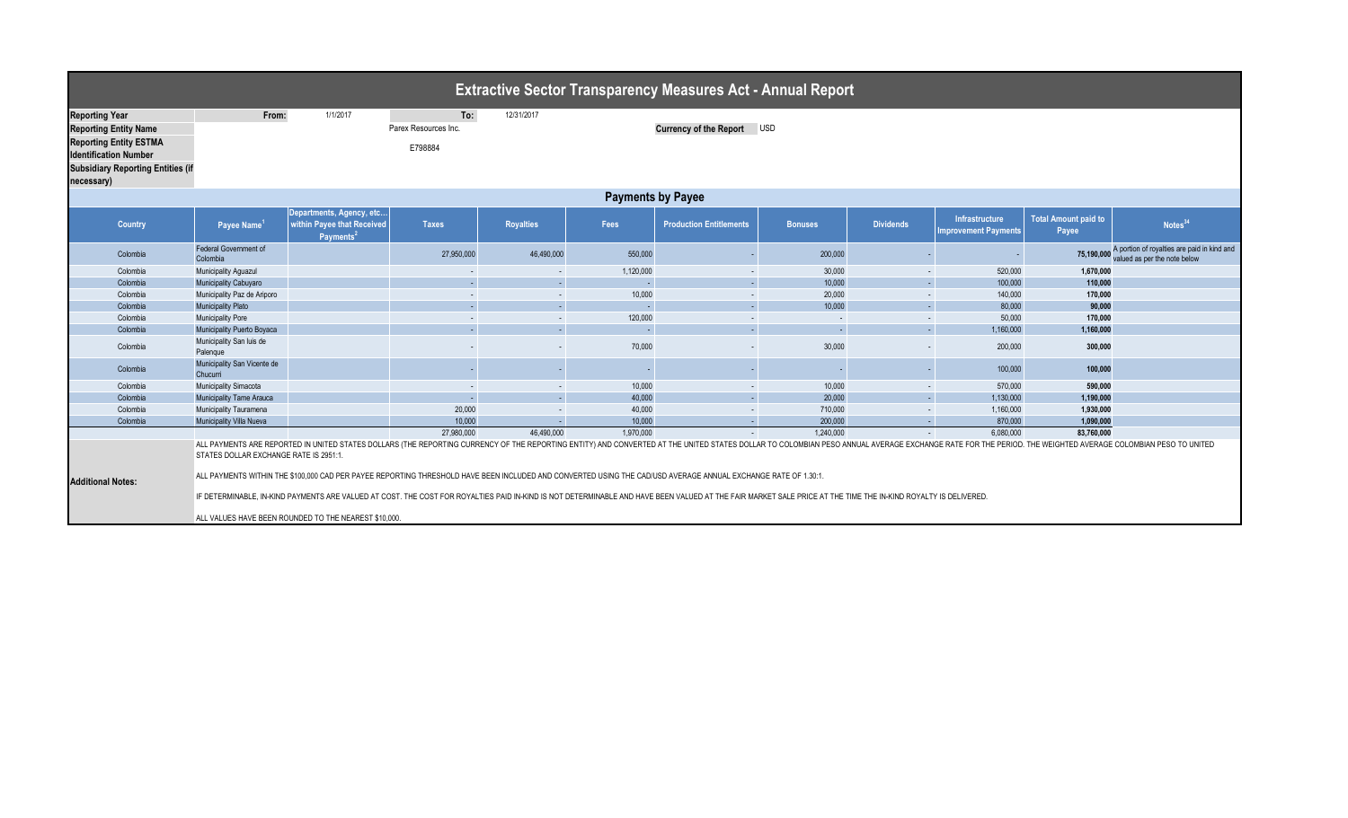# Extractive Sector Transparency Measures Act - Annual Report

| | | | | |
|---|---|---|---|---|
| **Reporting Year** | From: | 1/1/2017 | To: | 12/31/2017 |
| **Reporting Entity Name** | | Parex Resources Inc. | | |
| **Reporting Entity ESTMA Identification Number** | | E798884 | | |
| **Subsidiary Reporting Entities (if necessary)** | | | | |

**Currency of the Report** USD

## Payments by Payee

| Country | Payee Name[1] | Departments, Agency, etc... within Payee that Received Payments[2] | Taxes | Royalties | Fees | Production Entitlements | Bonuses | Dividends | Infrastructure Improvement Payments | Total Amount paid to Payee | Notes[34] |
|---|---|---|---|---|---|---|---|---|---|---|---|
| Colombia | Federal Government of Colombia | | 27,950,000 | 46,490,000 | 550,000 | - | 200,000 | - | - | 75,190,000 | A portion of royalties are paid in kind and valued as per the note below |
| Colombia | Municipality Aguazul | | - | - | 1,120,000 | - | 30,000 | - | 520,000 | 1,670,000 | |
| Colombia | Municipality Cabuyaro | | - | - | - | - | 10,000 | - | 100,000 | 110,000 | |
| Colombia | Municipality Paz de Ariporo | | - | - | 10,000 | - | 20,000 | - | 140,000 | 170,000 | |
| Colombia | Municipality Plato | | - | - | - | - | 10,000 | - | 80,000 | 90,000 | |
| Colombia | Municipality Pore | | - | - | 120,000 | - | - | - | 50,000 | 170,000 | |
| Colombia | Municipality Puerto Boyaca | | - | - | - | - | - | - | 1,160,000 | 1,160,000 | |
| Colombia | Municipality San luis de Palenque | | - | - | 70,000 | - | 30,000 | - | 200,000 | 300,000 | |
| Colombia | Municipality San Vicente de Chucurri | | - | - | - | - | - | - | 100,000 | 100,000 | |
| Colombia | Municipality Simacota | | - | - | 10,000 | - | 10,000 | - | 570,000 | 590,000 | |
| Colombia | Municipality Tame Arauca | | - | - | 40,000 | - | 20,000 | - | 1,130,000 | 1,190,000 | |
| Colombia | Municipality Tauramena | | 20,000 | - | 40,000 | - | 710,000 | - | 1,160,000 | 1,930,000 | |
| Colombia | Municipality Villa Nueva | | 10,000 | - | 10,000 | - | 200,000 | - | 870,000 | 1,090,000 | |
| | | | 27,980,000 | 46,490,000 | 1,970,000 | - | 1,240,000 | - | 6,080,000 | 83,760,000 | |

**Additional Notes:**

ALL PAYMENTS ARE REPORTED IN UNITED STATES DOLLARS (THE REPORTING CURRENCY OF THE REPORTING ENTITY) AND CONVERTED AT THE UNITED STATES DOLLAR TO COLOMBIAN PESO ANNUAL AVERAGE EXCHANGE RATE FOR THE PERIOD. THE WEIGHTED AVERAGE COLOMBIAN PESO TO UNITED STATES DOLLAR EXCHANGE RATE IS 2951:1.

ALL PAYMENTS WITHIN THE $100,000 CAD PER PAYEE REPORTING THRESHOLD HAVE BEEN INCLUDED AND CONVERTED USING THE CAD/USD AVERAGE ANNUAL EXCHANGE RATE OF 1.30:1.

IF DETERMINABLE, IN-KIND PAYMENTS ARE VALUED AT COST. THE COST FOR ROYALTIES PAID IN-KIND IS NOT DETERMINABLE AND HAVE BEEN VALUED AT THE FAIR MARKET SALE PRICE AT THE TIME THE IN-KIND ROYALTY IS DELIVERED.

ALL VALUES HAVE BEEN ROUNDED TO THE NEAREST $10,000.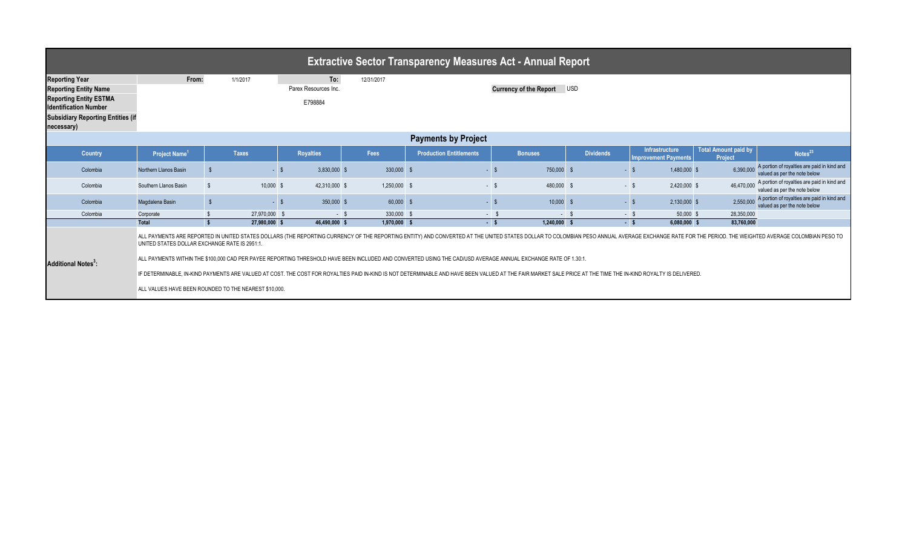# Extractive Sector Transparency Measures Act - Annual Report

| | | | | | |
|---|---|---|---|---|---|
| **Reporting Year** | **From:** | 1/1/2017 | **To:** | 12/31/2017 | |
| **Reporting Entity Name** | | | Parex Resources Inc. | **Currency of the Report** | USD |
| **Reporting Entity ESTMA Identification Number** | | | E798884 | | |
| **Subsidiary Reporting Entities (if necessary)** | | | | | |

## Payments by Project

| Country | Project Name[1] | Taxes | Royalties | Fees | Production Entitlements | Bonuses | Dividends | Infrastructure Improvement Payments | Total Amount paid by Project | Notes[23] |
|---|---|---|---|---|---|---|---|---|---|---|
| Colombia | Northern Llanos Basin | $ - | $ 3,830,000 | $ 330,000 | $ - | $ 750,000 | $ - | $ 1,480,000 | $ 6,390,000 | A portion of royalties are paid in kind and valued as per the note below |
| Colombia | Southern Llanos Basin | $ 10,000 | $ 42,310,000 | $ 1,250,000 | $ - | $ 480,000 | $ - | $ 2,420,000 | $ 46,470,000 | A portion of royalties are paid in kind and valued as per the note below |
| Colombia | Magdalena Basin | $ - | $ 350,000 | $ 60,000 | $ - | $ 10,000 | $ - | $ 2,130,000 | $ 2,550,000 | A portion of royalties are paid in kind and valued as per the note below |
| Colombia | Corporate | $ 27,970,000 | $ - | $ 330,000 | $ - | $ - | $ - | $ 50,000 | $ 28,350,000 | |
| | **Total** | **$ 27,980,000** | **$ 46,490,000** | **$ 1,970,000** | **$ -** | **$ 1,240,000** | **$ -** | **$ 6,080,000** | **$ 83,760,000** | |

**Additional Notes[3]:**

ALL PAYMENTS ARE REPORTED IN UNITED STATES DOLLARS (THE REPORTING CURRENCY OF THE REPORTING ENTITY) AND CONVERTED AT THE UNITED STATES DOLLAR TO COLOMBIAN PESO ANNUAL AVERAGE EXCHANGE RATE FOR THE PERIOD. THE WEIGHTED AVERAGE COLOMBIAN PESO TO UNITED STATES DOLLAR EXCHANGE RATE IS 2951:1.

ALL PAYMENTS WITHIN THE $100,000 CAD PER PAYEE REPORTING THRESHOLD HAVE BEEN INCLUDED AND CONVERTED USING THE CAD/USD AVERAGE ANNUAL EXCHANGE RATE OF 1.30:1.

IF DETERMINABLE, IN-KIND PAYMENTS ARE VALUED AT COST. THE COST FOR ROYALTIES PAID IN-KIND IS NOT DETERMINABLE AND HAVE BEEN VALUED AT THE FAIR MARKET SALE PRICE AT THE TIME THE IN-KIND ROYALTY IS DELIVERED.

ALL VALUES HAVE BEEN ROUNDED TO THE NEAREST $10,000.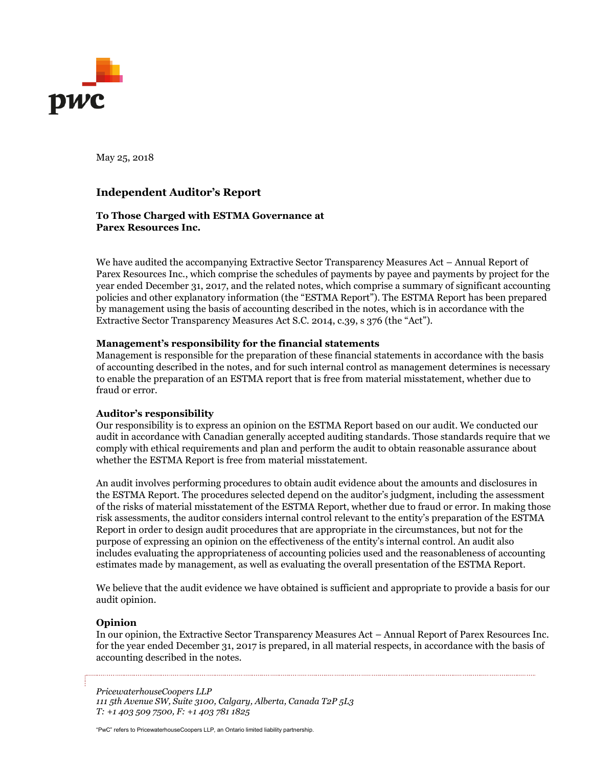May 25, 2018

## Independent Auditor's Report

**To Those Charged with ESTMA Governance at Parex Resources Inc.**

We have audited the accompanying Extractive Sector Transparency Measures Act – Annual Report of Parex Resources Inc., which comprise the schedules of payments by payee and payments by project for the year ended December 31, 2017, and the related notes, which comprise a summary of significant accounting policies and other explanatory information (the "ESTMA Report"). The ESTMA Report has been prepared by management using the basis of accounting described in the notes, which is in accordance with the Extractive Sector Transparency Measures Act S.C. 2014, c.39, s 376 (the "Act").

**Management's responsibility for the financial statements**

Management is responsible for the preparation of these financial statements in accordance with the basis of accounting described in the notes, and for such internal control as management determines is necessary to enable the preparation of an ESTMA report that is free from material misstatement, whether due to fraud or error.

**Auditor's responsibility**

Our responsibility is to express an opinion on the ESTMA Report based on our audit. We conducted our audit in accordance with Canadian generally accepted auditing standards. Those standards require that we comply with ethical requirements and plan and perform the audit to obtain reasonable assurance about whether the ESTMA Report is free from material misstatement.

An audit involves performing procedures to obtain audit evidence about the amounts and disclosures in the ESTMA Report. The procedures selected depend on the auditor's judgment, including the assessment of the risks of material misstatement of the ESTMA Report, whether due to fraud or error. In making those risk assessments, the auditor considers internal control relevant to the entity's preparation of the ESTMA Report in order to design audit procedures that are appropriate in the circumstances, but not for the purpose of expressing an opinion on the effectiveness of the entity's internal control. An audit also includes evaluating the appropriateness of accounting policies used and the reasonableness of accounting estimates made by management, as well as evaluating the overall presentation of the ESTMA Report.

We believe that the audit evidence we have obtained is sufficient and appropriate to provide a basis for our audit opinion.

**Opinion**

In our opinion, the Extractive Sector Transparency Measures Act – Annual Report of Parex Resources Inc. for the year ended December 31, 2017 is prepared, in all material respects, in accordance with the basis of accounting described in the notes.

*PricewaterhouseCoopers LLP*
*111 5th Avenue SW, Suite 3100, Calgary, Alberta, Canada T2P 5L3*
*T: +1 403 509 7500, F: +1 403 781 1825*

"PwC" refers to PricewaterhouseCoopers LLP, an Ontario limited liability partnership.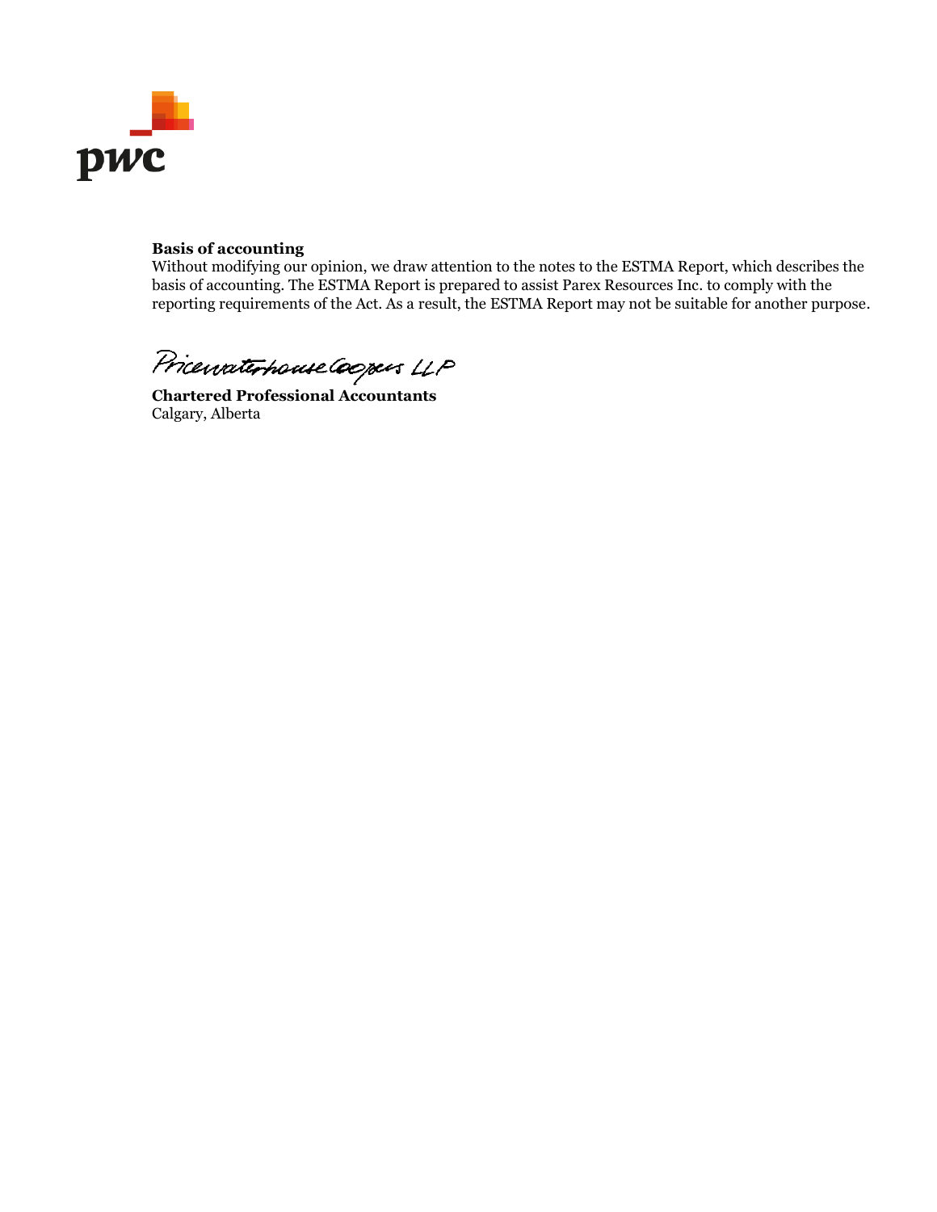**Basis of accounting**

Without modifying our opinion, we draw attention to the notes to the ESTMA Report, which describes the basis of accounting. The ESTMA Report is prepared to assist Parex Resources Inc. to comply with the reporting requirements of the Act. As a result, the ESTMA Report may not be suitable for another purpose.

PricewaterhouseCoopers LLP

**Chartered Professional Accountants**
Calgary, Alberta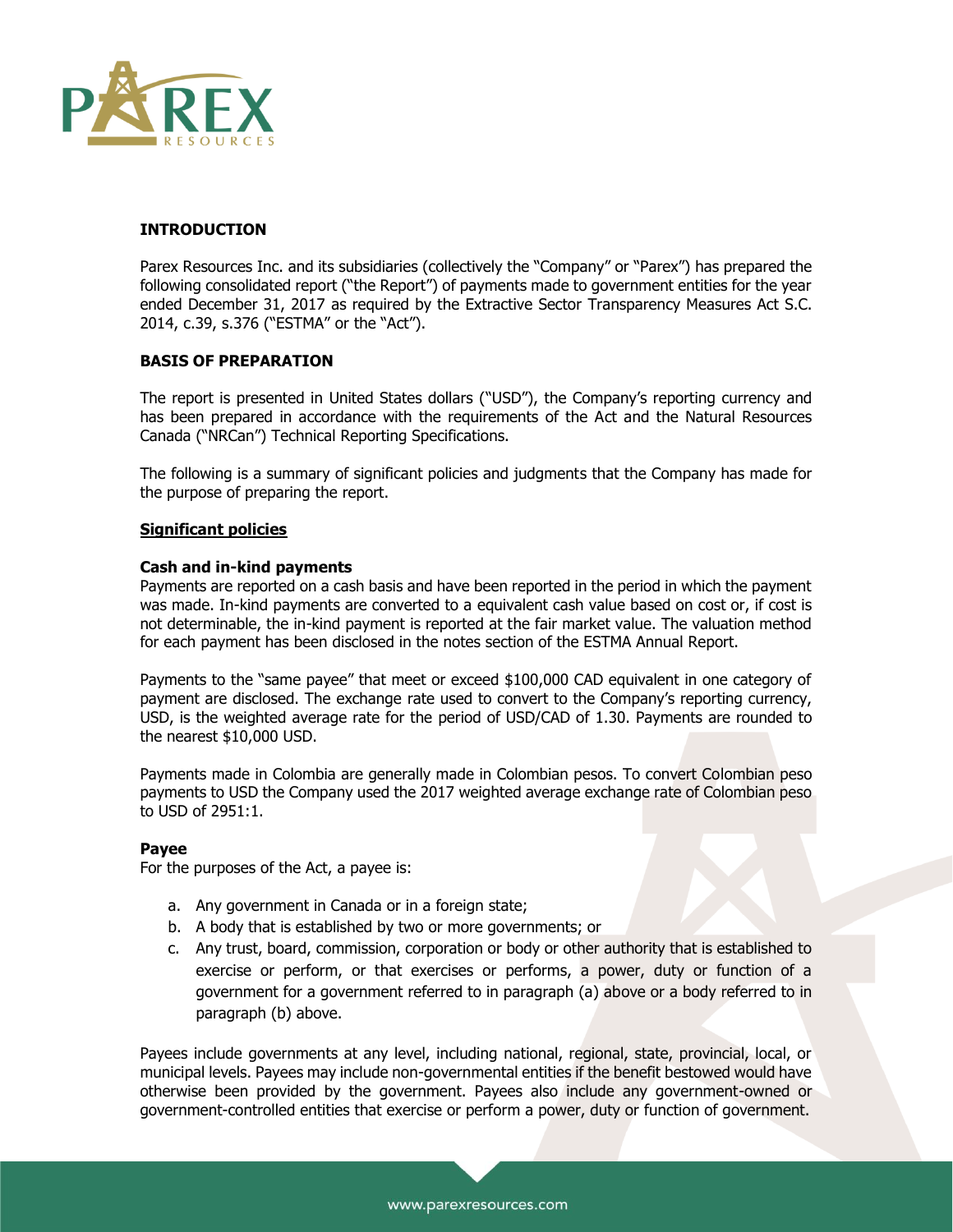## INTRODUCTION

Parex Resources Inc. and its subsidiaries (collectively the "Company" or "Parex") has prepared the following consolidated report ("the Report") of payments made to government entities for the year ended December 31, 2017 as required by the Extractive Sector Transparency Measures Act S.C. 2014, c.39, s.376 ("ESTMA" or the "Act").

## BASIS OF PREPARATION

The report is presented in United States dollars ("USD"), the Company's reporting currency and has been prepared in accordance with the requirements of the Act and the Natural Resources Canada ("NRCan") Technical Reporting Specifications.

The following is a summary of significant policies and judgments that the Company has made for the purpose of preparing the report.

### Significant policies

#### Cash and in-kind payments

Payments are reported on a cash basis and have been reported in the period in which the payment was made. In-kind payments are converted to a equivalent cash value based on cost or, if cost is not determinable, the in-kind payment is reported at the fair market value. The valuation method for each payment has been disclosed in the notes section of the ESTMA Annual Report.

Payments to the "same payee" that meet or exceed $100,000 CAD equivalent in one category of payment are disclosed. The exchange rate used to convert to the Company's reporting currency, USD, is the weighted average rate for the period of USD/CAD of 1.30. Payments are rounded to the nearest $10,000 USD.

Payments made in Colombia are generally made in Colombian pesos. To convert Colombian peso payments to USD the Company used the 2017 weighted average exchange rate of Colombian peso to USD of 2951:1.

#### Payee

For the purposes of the Act, a payee is:

a. Any government in Canada or in a foreign state;
b. A body that is established by two or more governments; or
c. Any trust, board, commission, corporation or body or other authority that is established to exercise or perform, or that exercises or performs, a power, duty or function of a government for a government referred to in paragraph (a) above or a body referred to in paragraph (b) above.

Payees include governments at any level, including national, regional, state, provincial, local, or municipal levels. Payees may include non-governmental entities if the benefit bestowed would have otherwise been provided by the government. Payees also include any government-owned or government-controlled entities that exercise or perform a power, duty or function of government.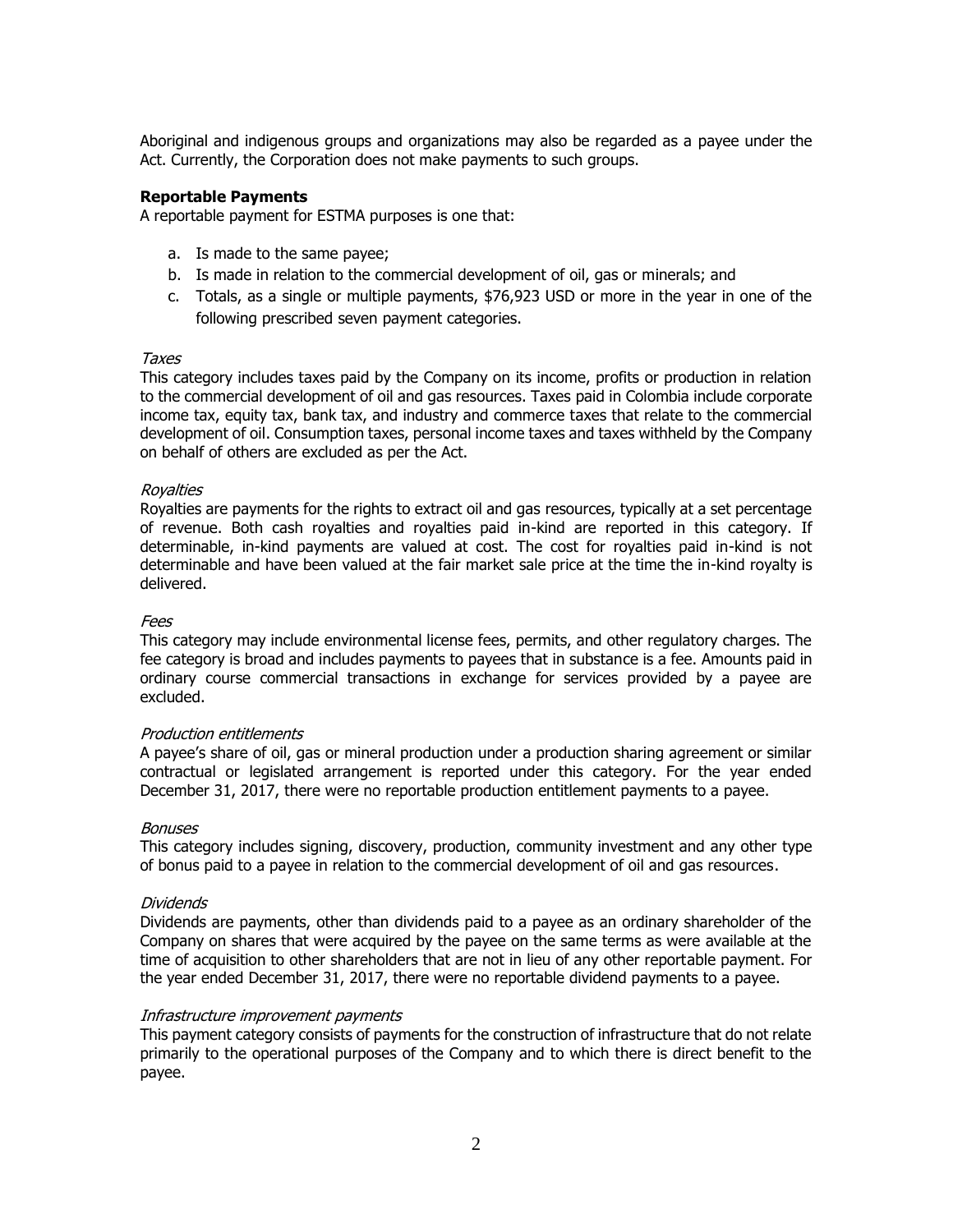Aboriginal and indigenous groups and organizations may also be regarded as a payee under the Act. Currently, the Corporation does not make payments to such groups.

**Reportable Payments**

A reportable payment for ESTMA purposes is one that:

a. Is made to the same payee;
b. Is made in relation to the commercial development of oil, gas or minerals; and
c. Totals, as a single or multiple payments, $76,923 USD or more in the year in one of the following prescribed seven payment categories.

*Taxes*

This category includes taxes paid by the Company on its income, profits or production in relation to the commercial development of oil and gas resources. Taxes paid in Colombia include corporate income tax, equity tax, bank tax, and industry and commerce taxes that relate to the commercial development of oil. Consumption taxes, personal income taxes and taxes withheld by the Company on behalf of others are excluded as per the Act.

*Royalties*

Royalties are payments for the rights to extract oil and gas resources, typically at a set percentage of revenue. Both cash royalties and royalties paid in-kind are reported in this category. If determinable, in-kind payments are valued at cost. The cost for royalties paid in-kind is not determinable and have been valued at the fair market sale price at the time the in-kind royalty is delivered.

*Fees*

This category may include environmental license fees, permits, and other regulatory charges. The fee category is broad and includes payments to payees that in substance is a fee. Amounts paid in ordinary course commercial transactions in exchange for services provided by a payee are excluded.

*Production entitlements*

A payee's share of oil, gas or mineral production under a production sharing agreement or similar contractual or legislated arrangement is reported under this category. For the year ended December 31, 2017, there were no reportable production entitlement payments to a payee.

*Bonuses*

This category includes signing, discovery, production, community investment and any other type of bonus paid to a payee in relation to the commercial development of oil and gas resources.

*Dividends*

Dividends are payments, other than dividends paid to a payee as an ordinary shareholder of the Company on shares that were acquired by the payee on the same terms as were available at the time of acquisition to other shareholders that are not in lieu of any other reportable payment. For the year ended December 31, 2017, there were no reportable dividend payments to a payee.

*Infrastructure improvement payments*

This payment category consists of payments for the construction of infrastructure that do not relate primarily to the operational purposes of the Company and to which there is direct benefit to the payee.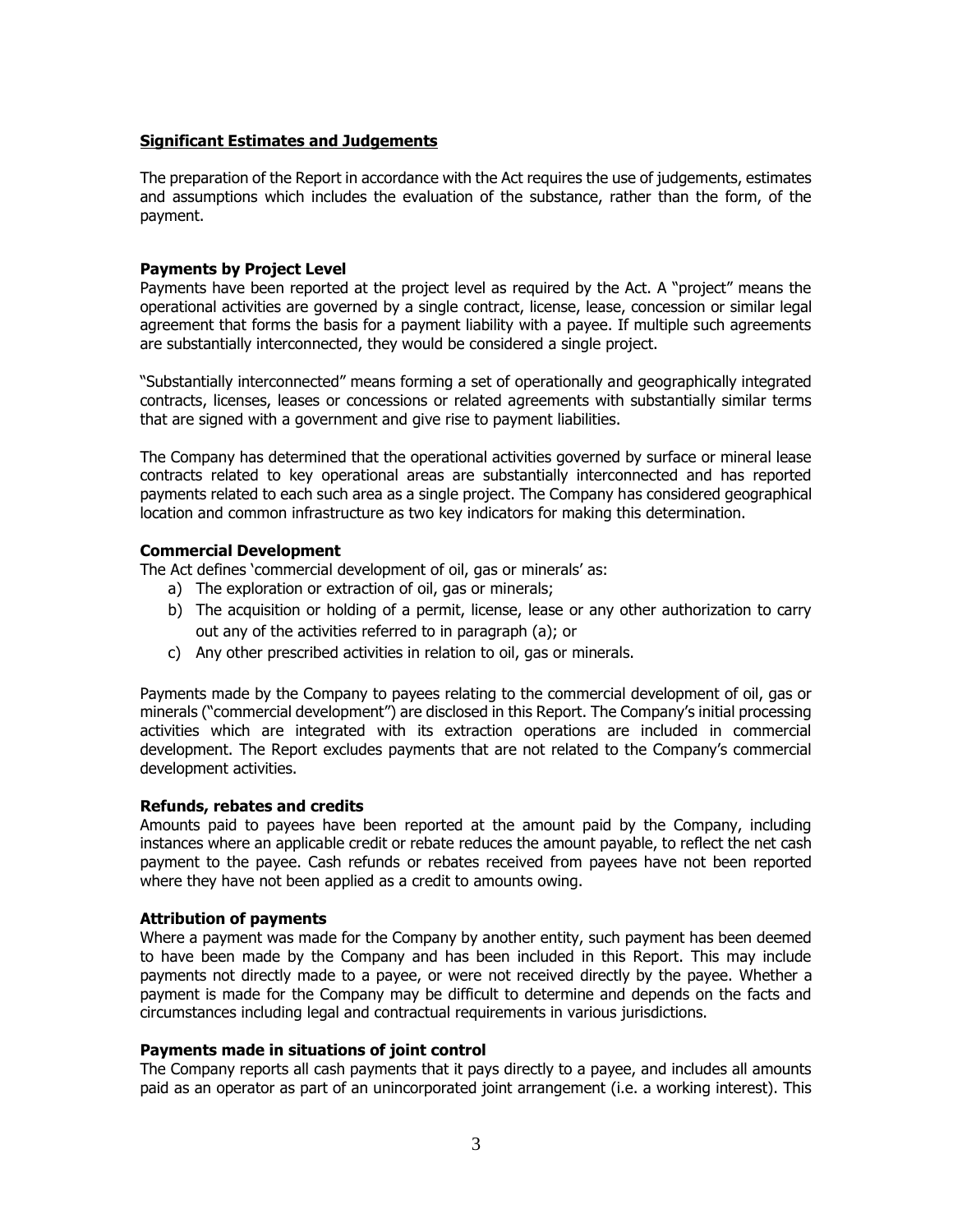## Significant Estimates and Judgements

The preparation of the Report in accordance with the Act requires the use of judgements, estimates and assumptions which includes the evaluation of the substance, rather than the form, of the payment.

### Payments by Project Level

Payments have been reported at the project level as required by the Act. A "project" means the operational activities are governed by a single contract, license, lease, concession or similar legal agreement that forms the basis for a payment liability with a payee. If multiple such agreements are substantially interconnected, they would be considered a single project.

"Substantially interconnected" means forming a set of operationally and geographically integrated contracts, licenses, leases or concessions or related agreements with substantially similar terms that are signed with a government and give rise to payment liabilities.

The Company has determined that the operational activities governed by surface or mineral lease contracts related to key operational areas are substantially interconnected and has reported payments related to each such area as a single project. The Company has considered geographical location and common infrastructure as two key indicators for making this determination.

### Commercial Development

The Act defines 'commercial development of oil, gas or minerals' as:

a) The exploration or extraction of oil, gas or minerals;
b) The acquisition or holding of a permit, license, lease or any other authorization to carry out any of the activities referred to in paragraph (a); or
c) Any other prescribed activities in relation to oil, gas or minerals.

Payments made by the Company to payees relating to the commercial development of oil, gas or minerals ("commercial development") are disclosed in this Report. The Company's initial processing activities which are integrated with its extraction operations are included in commercial development. The Report excludes payments that are not related to the Company's commercial development activities.

### Refunds, rebates and credits

Amounts paid to payees have been reported at the amount paid by the Company, including instances where an applicable credit or rebate reduces the amount payable, to reflect the net cash payment to the payee. Cash refunds or rebates received from payees have not been reported where they have not been applied as a credit to amounts owing.

### Attribution of payments

Where a payment was made for the Company by another entity, such payment has been deemed to have been made by the Company and has been included in this Report. This may include payments not directly made to a payee, or were not received directly by the payee. Whether a payment is made for the Company may be difficult to determine and depends on the facts and circumstances including legal and contractual requirements in various jurisdictions.

### Payments made in situations of joint control

The Company reports all cash payments that it pays directly to a payee, and includes all amounts paid as an operator as part of an unincorporated joint arrangement (i.e. a working interest). This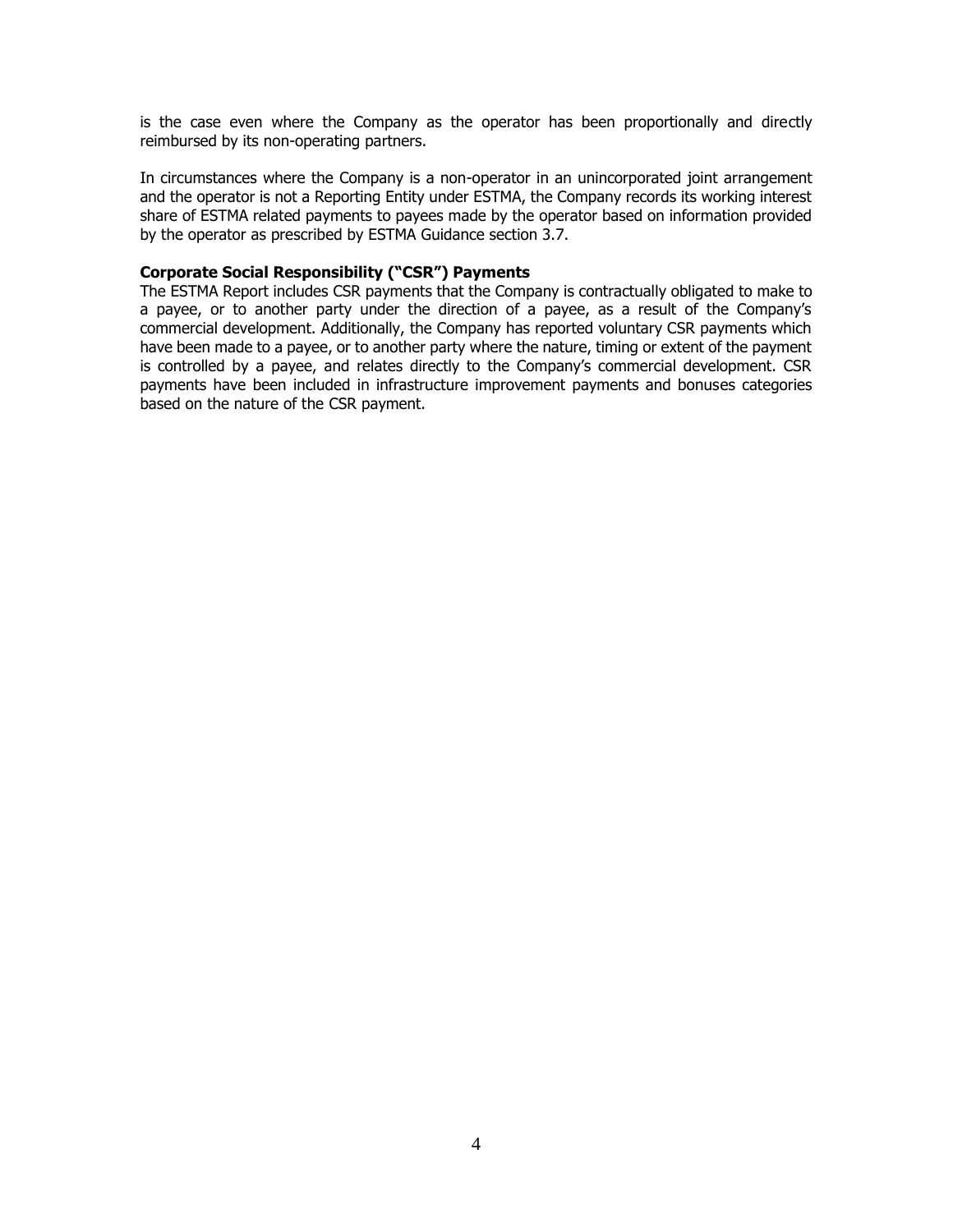is the case even where the Company as the operator has been proportionally and directly reimbursed by its non-operating partners.

In circumstances where the Company is a non-operator in an unincorporated joint arrangement and the operator is not a Reporting Entity under ESTMA, the Company records its working interest share of ESTMA related payments to payees made by the operator based on information provided by the operator as prescribed by ESTMA Guidance section 3.7.

**Corporate Social Responsibility ("CSR") Payments**

The ESTMA Report includes CSR payments that the Company is contractually obligated to make to a payee, or to another party under the direction of a payee, as a result of the Company's commercial development. Additionally, the Company has reported voluntary CSR payments which have been made to a payee, or to another party where the nature, timing or extent of the payment is controlled by a payee, and relates directly to the Company's commercial development. CSR payments have been included in infrastructure improvement payments and bonuses categories based on the nature of the CSR payment.